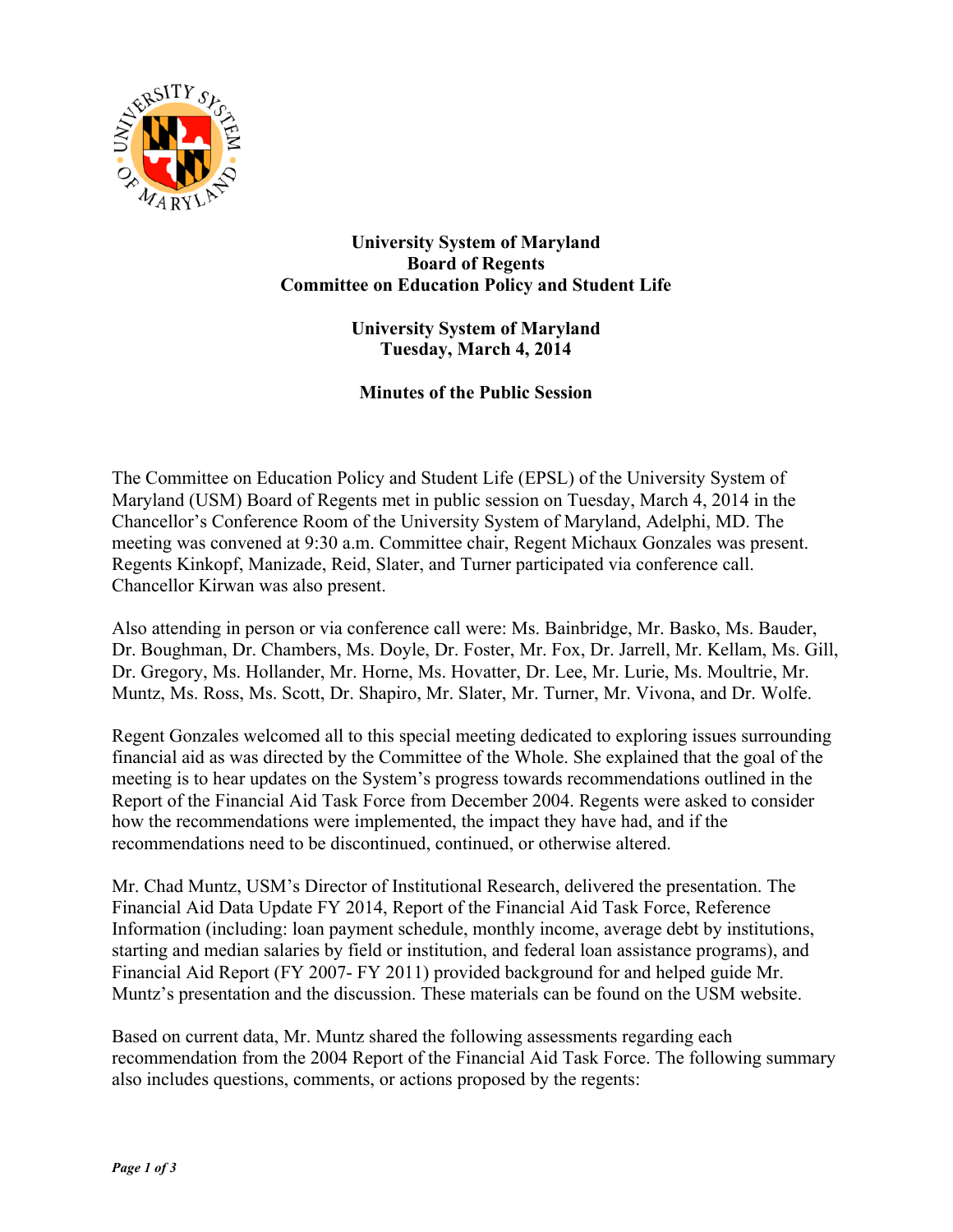**University System of Maryland**
**Board of Regents**
**Committee on Education Policy and Student Life**

**University System of Maryland**
**Tuesday, March 4, 2014**

**Minutes of the Public Session**

The Committee on Education Policy and Student Life (EPSL) of the University System of Maryland (USM) Board of Regents met in public session on Tuesday, March 4, 2014 in the Chancellor's Conference Room of the University System of Maryland, Adelphi, MD. The meeting was convened at 9:30 a.m. Committee chair, Regent Michaux Gonzales was present. Regents Kinkopf, Manizade, Reid, Slater, and Turner participated via conference call. Chancellor Kirwan was also present.

Also attending in person or via conference call were: Ms. Bainbridge, Mr. Basko, Ms. Bauder, Dr. Boughman, Dr. Chambers, Ms. Doyle, Dr. Foster, Mr. Fox, Dr. Jarrell, Mr. Kellam, Ms. Gill, Dr. Gregory, Ms. Hollander, Mr. Horne, Ms. Hovatter, Dr. Lee, Mr. Lurie, Ms. Moultrie, Mr. Muntz, Ms. Ross, Ms. Scott, Dr. Shapiro, Mr. Slater, Mr. Turner, Mr. Vivona, and Dr. Wolfe.

Regent Gonzales welcomed all to this special meeting dedicated to exploring issues surrounding financial aid as was directed by the Committee of the Whole. She explained that the goal of the meeting is to hear updates on the System's progress towards recommendations outlined in the Report of the Financial Aid Task Force from December 2004. Regents were asked to consider how the recommendations were implemented, the impact they have had, and if the recommendations need to be discontinued, continued, or otherwise altered.

Mr. Chad Muntz, USM's Director of Institutional Research, delivered the presentation. The Financial Aid Data Update FY 2014, Report of the Financial Aid Task Force, Reference Information (including: loan payment schedule, monthly income, average debt by institutions, starting and median salaries by field or institution, and federal loan assistance programs), and Financial Aid Report (FY 2007- FY 2011) provided background for and helped guide Mr. Muntz's presentation and the discussion. These materials can be found on the USM website.

Based on current data, Mr. Muntz shared the following assessments regarding each recommendation from the 2004 Report of the Financial Aid Task Force. The following summary also includes questions, comments, or actions proposed by the regents: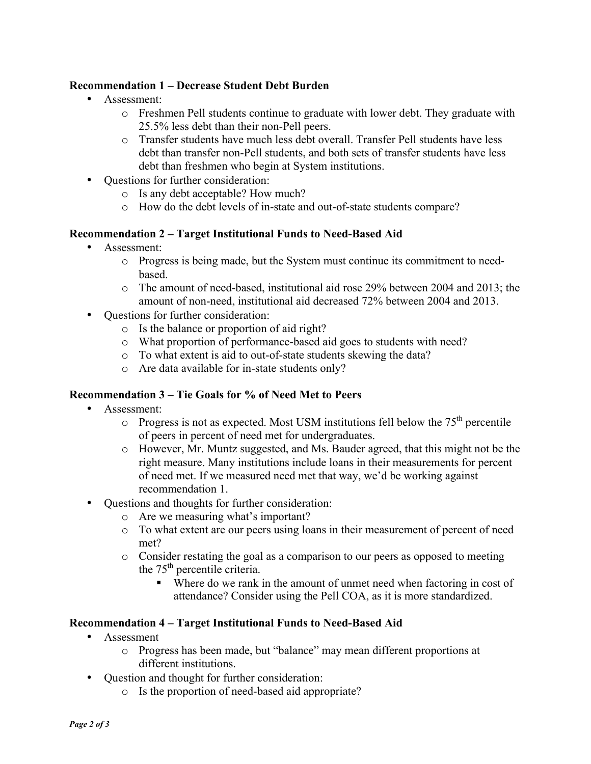**Recommendation 1 – Decrease Student Debt Burden**

- Assessment:
  - Freshmen Pell students continue to graduate with lower debt. They graduate with 25.5% less debt than their non-Pell peers.
  - Transfer students have much less debt overall. Transfer Pell students have less debt than transfer non-Pell students, and both sets of transfer students have less debt than freshmen who begin at System institutions.
- Questions for further consideration:
  - Is any debt acceptable? How much?
  - How do the debt levels of in-state and out-of-state students compare?

**Recommendation 2 – Target Institutional Funds to Need-Based Aid**

- Assessment:
  - Progress is being made, but the System must continue its commitment to need-based.
  - The amount of need-based, institutional aid rose 29% between 2004 and 2013; the amount of non-need, institutional aid decreased 72% between 2004 and 2013.
- Questions for further consideration:
  - Is the balance or proportion of aid right?
  - What proportion of performance-based aid goes to students with need?
  - To what extent is aid to out-of-state students skewing the data?
  - Are data available for in-state students only?

**Recommendation 3 – Tie Goals for % of Need Met to Peers**

- Assessment:
  - Progress is not as expected. Most USM institutions fell below the 75th percentile of peers in percent of need met for undergraduates.
  - However, Mr. Muntz suggested, and Ms. Bauder agreed, that this might not be the right measure. Many institutions include loans in their measurements for percent of need met. If we measured need met that way, we'd be working against recommendation 1.
- Questions and thoughts for further consideration:
  - Are we measuring what's important?
  - To what extent are our peers using loans in their measurement of percent of need met?
  - Consider restating the goal as a comparison to our peers as opposed to meeting the 75th percentile criteria.
    - Where do we rank in the amount of unmet need when factoring in cost of attendance? Consider using the Pell COA, as it is more standardized.

**Recommendation 4 – Target Institutional Funds to Need-Based Aid**

- Assessment
  - Progress has been made, but "balance" may mean different proportions at different institutions.
- Question and thought for further consideration:
  - Is the proportion of need-based aid appropriate?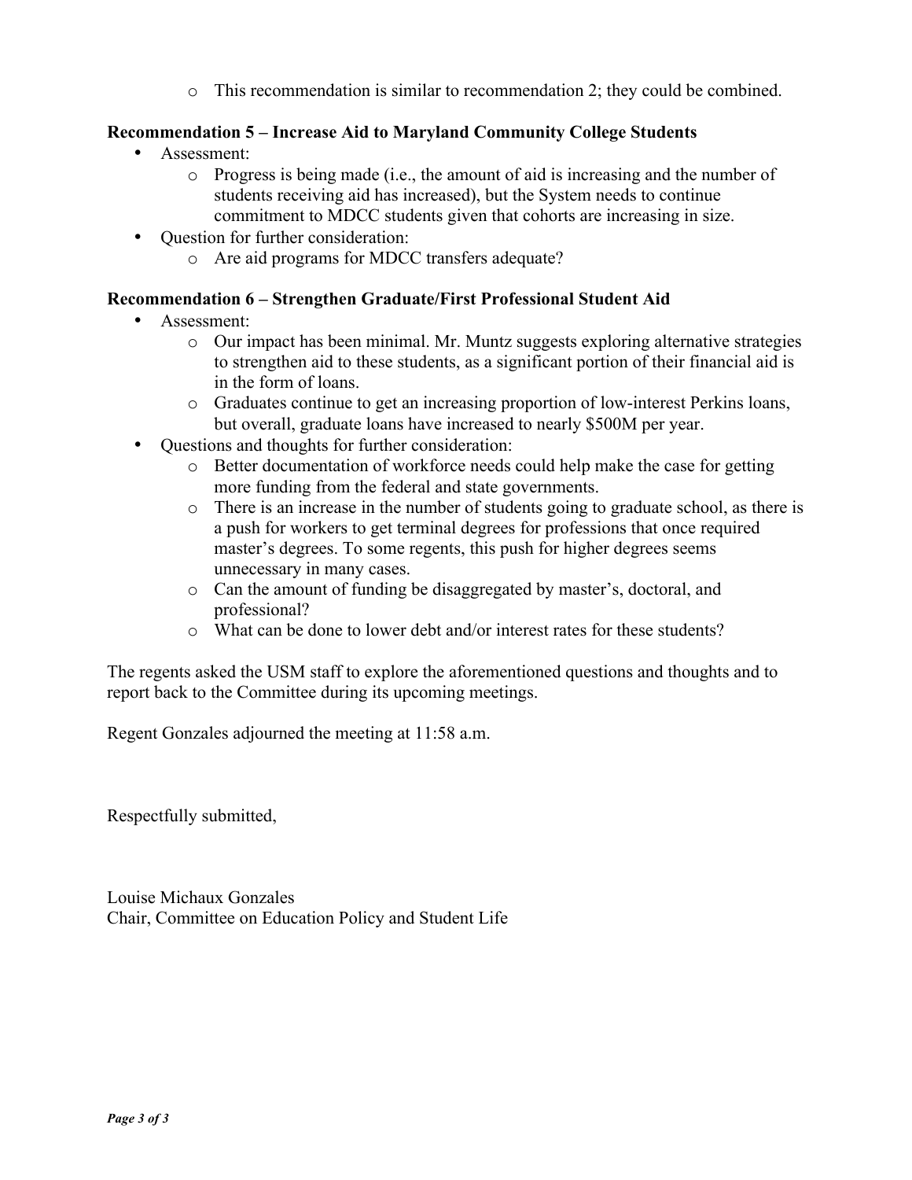- This recommendation is similar to recommendation 2; they could be combined.

**Recommendation 5 – Increase Aid to Maryland Community College Students**

- Assessment:
  - Progress is being made (i.e., the amount of aid is increasing and the number of students receiving aid has increased), but the System needs to continue commitment to MDCC students given that cohorts are increasing in size.
- Question for further consideration:
  - Are aid programs for MDCC transfers adequate?

**Recommendation 6 – Strengthen Graduate/First Professional Student Aid**

- Assessment:
  - Our impact has been minimal. Mr. Muntz suggests exploring alternative strategies to strengthen aid to these students, as a significant portion of their financial aid is in the form of loans.
  - Graduates continue to get an increasing proportion of low-interest Perkins loans, but overall, graduate loans have increased to nearly $500M per year.
- Questions and thoughts for further consideration:
  - Better documentation of workforce needs could help make the case for getting more funding from the federal and state governments.
  - There is an increase in the number of students going to graduate school, as there is a push for workers to get terminal degrees for professions that once required master's degrees. To some regents, this push for higher degrees seems unnecessary in many cases.
  - Can the amount of funding be disaggregated by master's, doctoral, and professional?
  - What can be done to lower debt and/or interest rates for these students?

The regents asked the USM staff to explore the aforementioned questions and thoughts and to report back to the Committee during its upcoming meetings.

Regent Gonzales adjourned the meeting at 11:58 a.m.

Respectfully submitted,

Louise Michaux Gonzales
Chair, Committee on Education Policy and Student Life